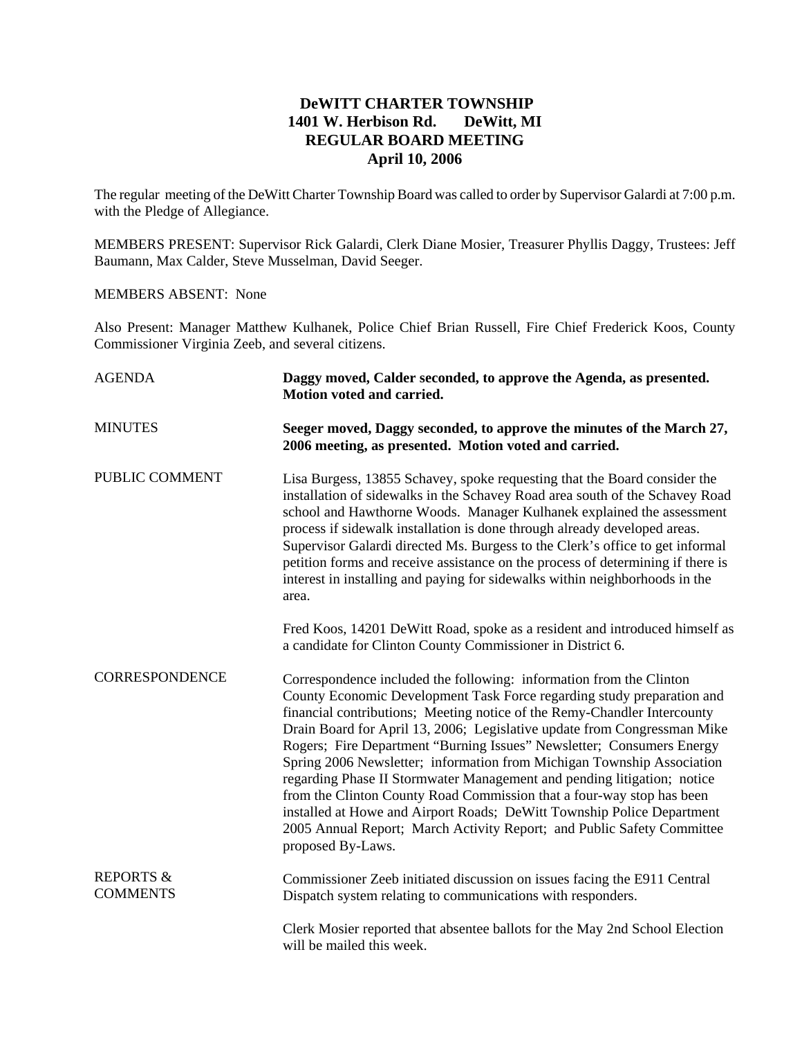# DeWITT CHARTER TOWNSHIP
## 1401 W. Herbison Rd. DeWitt, MI
## REGULAR BOARD MEETING
## April 10, 2006

The regular meeting of the DeWitt Charter Township Board was called to order by Supervisor Galardi at 7:00 p.m. with the Pledge of Allegiance.

MEMBERS PRESENT: Supervisor Rick Galardi, Clerk Diane Mosier, Treasurer Phyllis Daggy, Trustees: Jeff Baumann, Max Calder, Steve Musselman, David Seeger.

MEMBERS ABSENT: None

Also Present: Manager Matthew Kulhanek, Police Chief Brian Russell, Fire Chief Frederick Koos, County Commissioner Virginia Zeeb, and several citizens.

AGENDA

**Daggy moved, Calder seconded, to approve the Agenda, as presented. Motion voted and carried.**

MINUTES

**Seeger moved, Daggy seconded, to approve the minutes of the March 27, 2006 meeting, as presented. Motion voted and carried.**

PUBLIC COMMENT

Lisa Burgess, 13855 Schavey, spoke requesting that the Board consider the installation of sidewalks in the Schavey Road area south of the Schavey Road school and Hawthorne Woods. Manager Kulhanek explained the assessment process if sidewalk installation is done through already developed areas. Supervisor Galardi directed Ms. Burgess to the Clerk's office to get informal petition forms and receive assistance on the process of determining if there is interest in installing and paying for sidewalks within neighborhoods in the area.

Fred Koos, 14201 DeWitt Road, spoke as a resident and introduced himself as a candidate for Clinton County Commissioner in District 6.

CORRESPONDENCE

Correspondence included the following: information from the Clinton County Economic Development Task Force regarding study preparation and financial contributions; Meeting notice of the Remy-Chandler Intercounty Drain Board for April 13, 2006; Legislative update from Congressman Mike Rogers; Fire Department "Burning Issues" Newsletter; Consumers Energy Spring 2006 Newsletter; information from Michigan Township Association regarding Phase II Stormwater Management and pending litigation; notice from the Clinton County Road Commission that a four-way stop has been installed at Howe and Airport Roads; DeWitt Township Police Department 2005 Annual Report; March Activity Report; and Public Safety Committee proposed By-Laws.

REPORTS & COMMENTS

Commissioner Zeeb initiated discussion on issues facing the E911 Central Dispatch system relating to communications with responders.

Clerk Mosier reported that absentee ballots for the May 2nd School Election will be mailed this week.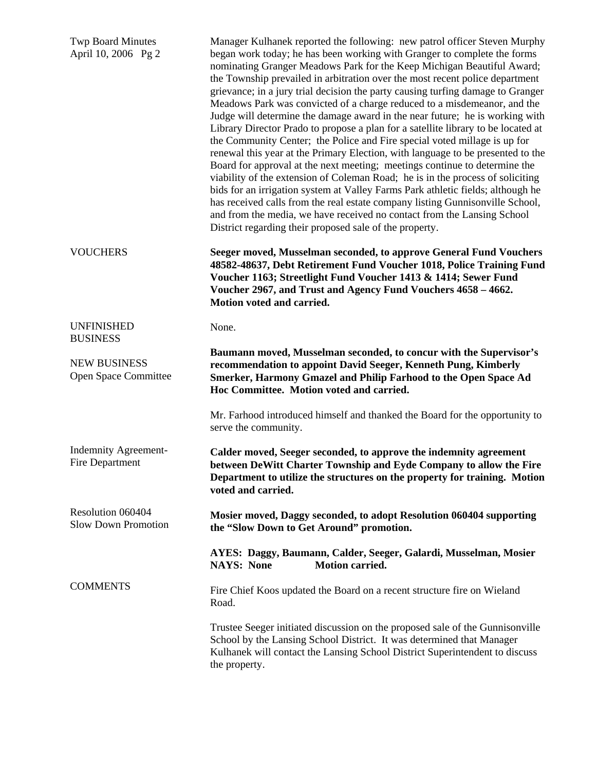Manager Kulhanek reported the following: new patrol officer Steven Murphy began work today; he has been working with Granger to complete the forms nominating Granger Meadows Park for the Keep Michigan Beautiful Award; the Township prevailed in arbitration over the most recent police department grievance; in a jury trial decision the party causing turfing damage to Granger Meadows Park was convicted of a charge reduced to a misdemeanor, and the Judge will determine the damage award in the near future; he is working with Library Director Prado to propose a plan for a satellite library to be located at the Community Center; the Police and Fire special voted millage is up for renewal this year at the Primary Election, with language to be presented to the Board for approval at the next meeting; meetings continue to determine the viability of the extension of Coleman Road; he is in the process of soliciting bids for an irrigation system at Valley Farms Park athletic fields; although he has received calls from the real estate company listing Gunnisonville School, and from the media, we have received no contact from the Lansing School District regarding their proposed sale of the property.

VOUCHERS

**Seeger moved, Musselman seconded, to approve General Fund Vouchers 48582-48637, Debt Retirement Fund Voucher 1018, Police Training Fund Voucher 1163; Streetlight Fund Voucher 1413 & 1414; Sewer Fund Voucher 2967, and Trust and Agency Fund Vouchers 4658 – 4662. Motion voted and carried.**

UNFINISHED BUSINESS

None.

NEW BUSINESS
Open Space Committee

**Baumann moved, Musselman seconded, to concur with the Supervisor's recommendation to appoint David Seeger, Kenneth Pung, Kimberly Smerker, Harmony Gmazel and Philip Farhood to the Open Space Ad Hoc Committee. Motion voted and carried.**

Mr. Farhood introduced himself and thanked the Board for the opportunity to serve the community.

Indemnity Agreement-Fire Department

**Calder moved, Seeger seconded, to approve the indemnity agreement between DeWitt Charter Township and Eyde Company to allow the Fire Department to utilize the structures on the property for training. Motion voted and carried.**

Resolution 060404
Slow Down Promotion

**Mosier moved, Daggy seconded, to adopt Resolution 060404 supporting the "Slow Down to Get Around" promotion.**

**AYES: Daggy, Baumann, Calder, Seeger, Galardi, Musselman, Mosier**
**NAYS: None Motion carried.**

COMMENTS

Fire Chief Koos updated the Board on a recent structure fire on Wieland Road.

Trustee Seeger initiated discussion on the proposed sale of the Gunnisonville School by the Lansing School District. It was determined that Manager Kulhanek will contact the Lansing School District Superintendent to discuss the property.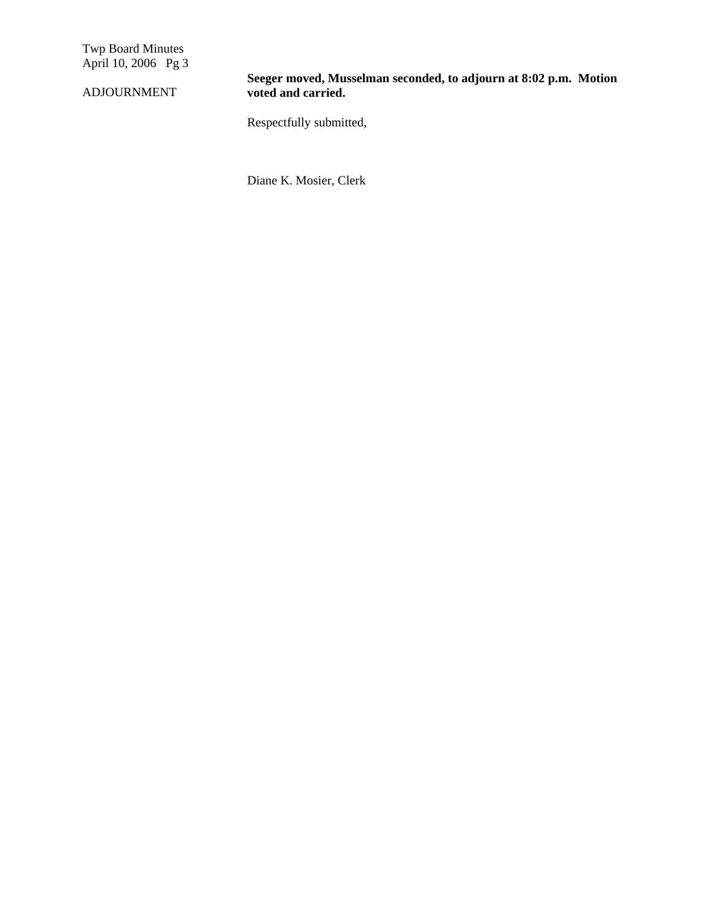ADJOURNMENT

**Seeger moved, Musselman seconded, to adjourn at 8:02 p.m. Motion voted and carried.**

Respectfully submitted,

Diane K. Mosier, Clerk